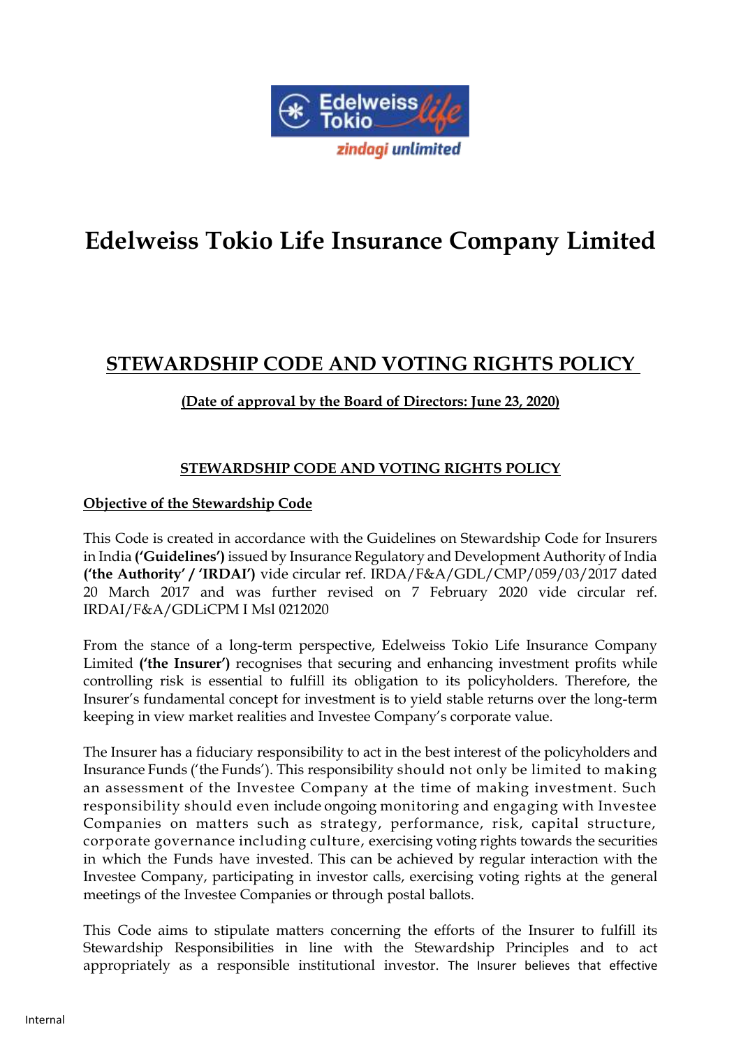# Edelweiss Tokio Life Insurance Company Limited

## STEWARDSHIP CODE AND VOTING RIGHTS POLICY

**(Date of approval by the Board of Directors: June 23, 2020)**

### STEWARDSHIP CODE AND VOTING RIGHTS POLICY

**Objective of the Stewardship Code**

This Code is created in accordance with the Guidelines on Stewardship Code for Insurers in India **('Guidelines')** issued by Insurance Regulatory and Development Authority of India **('the Authority' / 'IRDAI')** vide circular ref. IRDA/F&A/GDL/CMP/059/03/2017 dated 20 March 2017 and was further revised on 7 February 2020 vide circular ref. IRDAI/F&A/GDLiCPM I Msl 0212020

From the stance of a long-term perspective, Edelweiss Tokio Life Insurance Company Limited **('the Insurer')** recognises that securing and enhancing investment profits while controlling risk is essential to fulfill its obligation to its policyholders. Therefore, the Insurer's fundamental concept for investment is to yield stable returns over the long-term keeping in view market realities and Investee Company's corporate value.

The Insurer has a fiduciary responsibility to act in the best interest of the policyholders and Insurance Funds ('the Funds'). This responsibility should not only be limited to making an assessment of the Investee Company at the time of making investment. Such responsibility should even include ongoing monitoring and engaging with Investee Companies on matters such as strategy, performance, risk, capital structure, corporate governance including culture, exercising voting rights towards the securities in which the Funds have invested. This can be achieved by regular interaction with the Investee Company, participating in investor calls, exercising voting rights at the general meetings of the Investee Companies or through postal ballots.

This Code aims to stipulate matters concerning the efforts of the Insurer to fulfill its Stewardship Responsibilities in line with the Stewardship Principles and to act appropriately as a responsible institutional investor. The Insurer believes that effective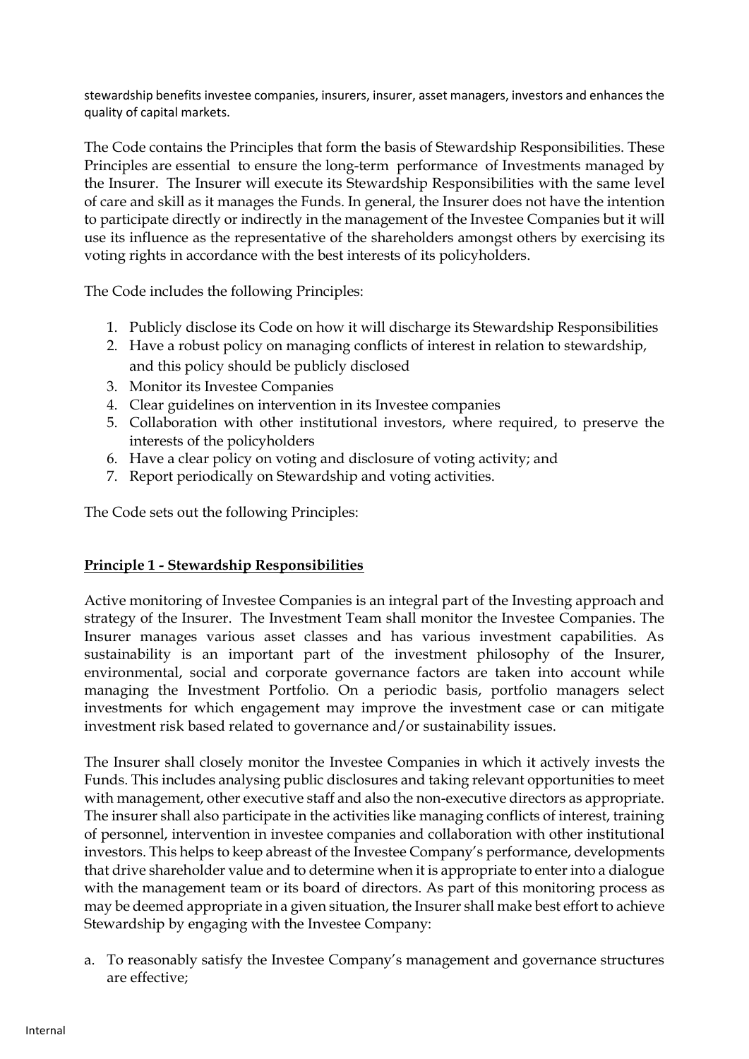stewardship benefits investee companies, insurers, insurer, asset managers, investors and enhances the quality of capital markets.

The Code contains the Principles that form the basis of Stewardship Responsibilities. These Principles are essential to ensure the long-term performance of Investments managed by the Insurer. The Insurer will execute its Stewardship Responsibilities with the same level of care and skill as it manages the Funds. In general, the Insurer does not have the intention to participate directly or indirectly in the management of the Investee Companies but it will use its influence as the representative of the shareholders amongst others by exercising its voting rights in accordance with the best interests of its policyholders.

The Code includes the following Principles:

1. Publicly disclose its Code on how it will discharge its Stewardship Responsibilities
2. Have a robust policy on managing conflicts of interest in relation to stewardship, and this policy should be publicly disclosed
3. Monitor its Investee Companies
4. Clear guidelines on intervention in its Investee companies
5. Collaboration with other institutional investors, where required, to preserve the interests of the policyholders
6. Have a clear policy on voting and disclosure of voting activity; and
7. Report periodically on Stewardship and voting activities.

The Code sets out the following Principles:

**Principle 1 - Stewardship Responsibilities**

Active monitoring of Investee Companies is an integral part of the Investing approach and strategy of the Insurer. The Investment Team shall monitor the Investee Companies. The Insurer manages various asset classes and has various investment capabilities. As sustainability is an important part of the investment philosophy of the Insurer, environmental, social and corporate governance factors are taken into account while managing the Investment Portfolio. On a periodic basis, portfolio managers select investments for which engagement may improve the investment case or can mitigate investment risk based related to governance and/or sustainability issues.

The Insurer shall closely monitor the Investee Companies in which it actively invests the Funds. This includes analysing public disclosures and taking relevant opportunities to meet with management, other executive staff and also the non-executive directors as appropriate. The insurer shall also participate in the activities like managing conflicts of interest, training of personnel, intervention in investee companies and collaboration with other institutional investors. This helps to keep abreast of the Investee Company's performance, developments that drive shareholder value and to determine when it is appropriate to enter into a dialogue with the management team or its board of directors. As part of this monitoring process as may be deemed appropriate in a given situation, the Insurer shall make best effort to achieve Stewardship by engaging with the Investee Company:

a. To reasonably satisfy the Investee Company's management and governance structures are effective;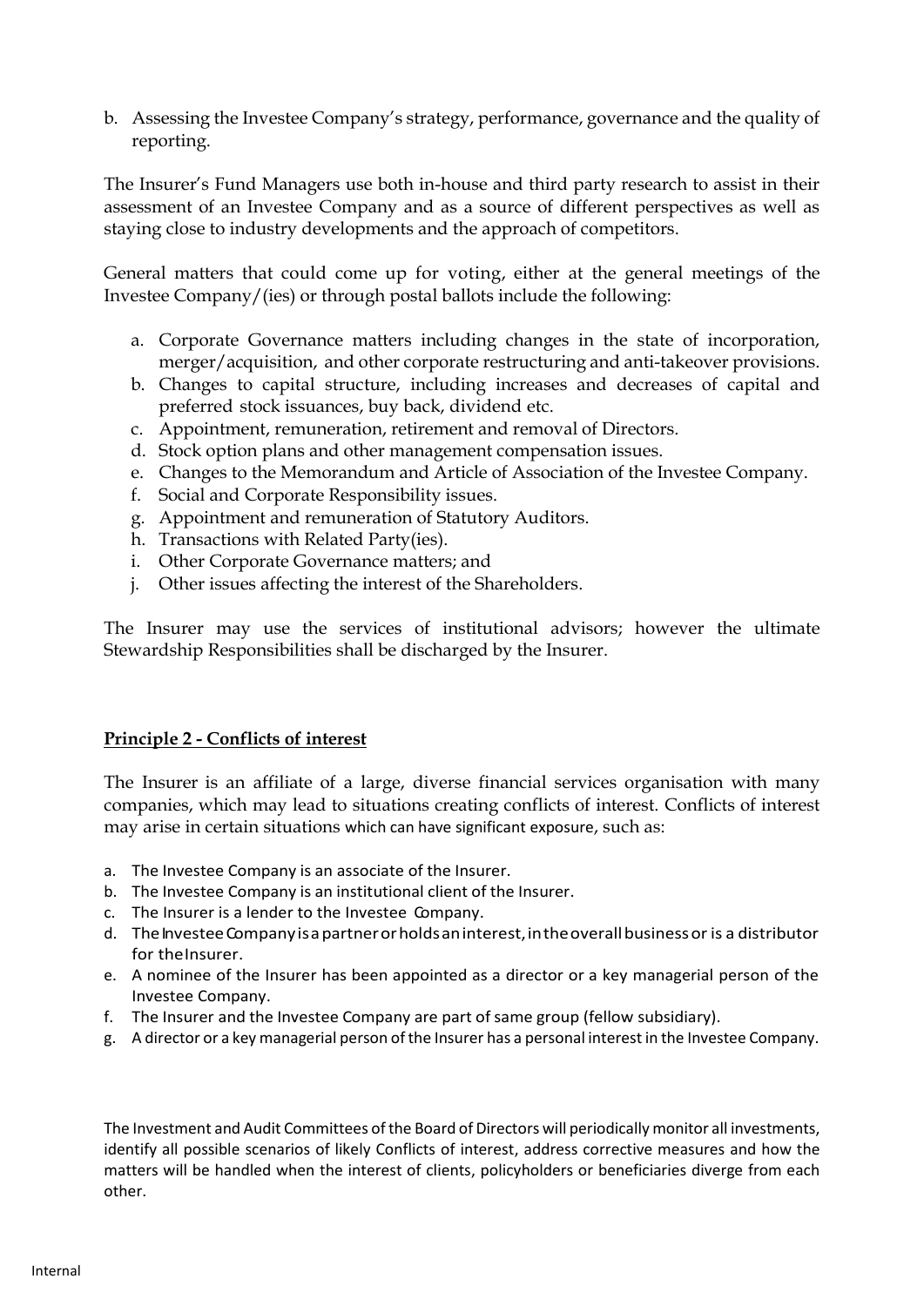b. Assessing the Investee Company's strategy, performance, governance and the quality of reporting.

The Insurer's Fund Managers use both in-house and third party research to assist in their assessment of an Investee Company and as a source of different perspectives as well as staying close to industry developments and the approach of competitors.

General matters that could come up for voting, either at the general meetings of the Investee Company/(ies) or through postal ballots include the following:

a. Corporate Governance matters including changes in the state of incorporation, merger/acquisition, and other corporate restructuring and anti-takeover provisions.
b. Changes to capital structure, including increases and decreases of capital and preferred stock issuances, buy back, dividend etc.
c. Appointment, remuneration, retirement and removal of Directors.
d. Stock option plans and other management compensation issues.
e. Changes to the Memorandum and Article of Association of the Investee Company.
f. Social and Corporate Responsibility issues.
g. Appointment and remuneration of Statutory Auditors.
h. Transactions with Related Party(ies).
i. Other Corporate Governance matters; and
j. Other issues affecting the interest of the Shareholders.

The Insurer may use the services of institutional advisors; however the ultimate Stewardship Responsibilities shall be discharged by the Insurer.

**Principle 2 - Conflicts of interest**

The Insurer is an affiliate of a large, diverse financial services organisation with many companies, which may lead to situations creating conflicts of interest. Conflicts of interest may arise in certain situations which can have significant exposure, such as:

a. The Investee Company is an associate of the Insurer.
b. The Investee Company is an institutional client of the Insurer.
c. The Insurer is a lender to the Investee Company.
d. The Investee Company is a partner or holds an interest, in the overall business or is a distributor for the Insurer.
e. A nominee of the Insurer has been appointed as a director or a key managerial person of the Investee Company.
f. The Insurer and the Investee Company are part of same group (fellow subsidiary).
g. A director or a key managerial person of the Insurer has a personal interest in the Investee Company.

The Investment and Audit Committees of the Board of Directors will periodically monitor all investments, identify all possible scenarios of likely Conflicts of interest, address corrective measures and how the matters will be handled when the interest of clients, policyholders or beneficiaries diverge from each other.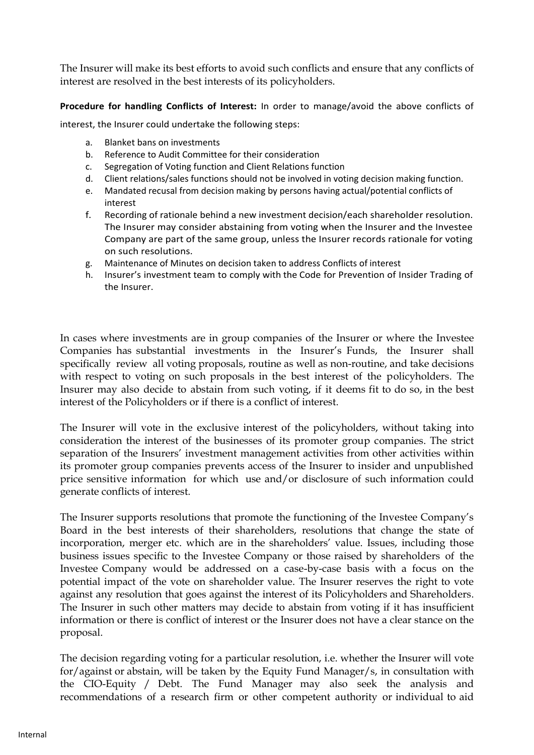The Insurer will make its best efforts to avoid such conflicts and ensure that any conflicts of interest are resolved in the best interests of its policyholders.

**Procedure for handling Conflicts of Interest:** In order to manage/avoid the above conflicts of interest, the Insurer could undertake the following steps:

a. Blanket bans on investments
b. Reference to Audit Committee for their consideration
c. Segregation of Voting function and Client Relations function
d. Client relations/sales functions should not be involved in voting decision making function.
e. Mandated recusal from decision making by persons having actual/potential conflicts of interest
f. Recording of rationale behind a new investment decision/each shareholder resolution. The Insurer may consider abstaining from voting when the Insurer and the Investee Company are part of the same group, unless the Insurer records rationale for voting on such resolutions.
g. Maintenance of Minutes on decision taken to address Conflicts of interest
h. Insurer's investment team to comply with the Code for Prevention of Insider Trading of the Insurer.

In cases where investments are in group companies of the Insurer or where the Investee Companies has substantial investments in the Insurer's Funds, the Insurer shall specifically review all voting proposals, routine as well as non-routine, and take decisions with respect to voting on such proposals in the best interest of the policyholders. The Insurer may also decide to abstain from such voting, if it deems fit to do so, in the best interest of the Policyholders or if there is a conflict of interest.

The Insurer will vote in the exclusive interest of the policyholders, without taking into consideration the interest of the businesses of its promoter group companies. The strict separation of the Insurers' investment management activities from other activities within its promoter group companies prevents access of the Insurer to insider and unpublished price sensitive information for which use and/or disclosure of such information could generate conflicts of interest.

The Insurer supports resolutions that promote the functioning of the Investee Company's Board in the best interests of their shareholders, resolutions that change the state of incorporation, merger etc. which are in the shareholders' value. Issues, including those business issues specific to the Investee Company or those raised by shareholders of the Investee Company would be addressed on a case-by-case basis with a focus on the potential impact of the vote on shareholder value. The Insurer reserves the right to vote against any resolution that goes against the interest of its Policyholders and Shareholders. The Insurer in such other matters may decide to abstain from voting if it has insufficient information or there is conflict of interest or the Insurer does not have a clear stance on the proposal.

The decision regarding voting for a particular resolution, i.e. whether the Insurer will vote for/against or abstain, will be taken by the Equity Fund Manager/s, in consultation with the CIO-Equity / Debt. The Fund Manager may also seek the analysis and recommendations of a research firm or other competent authority or individual to aid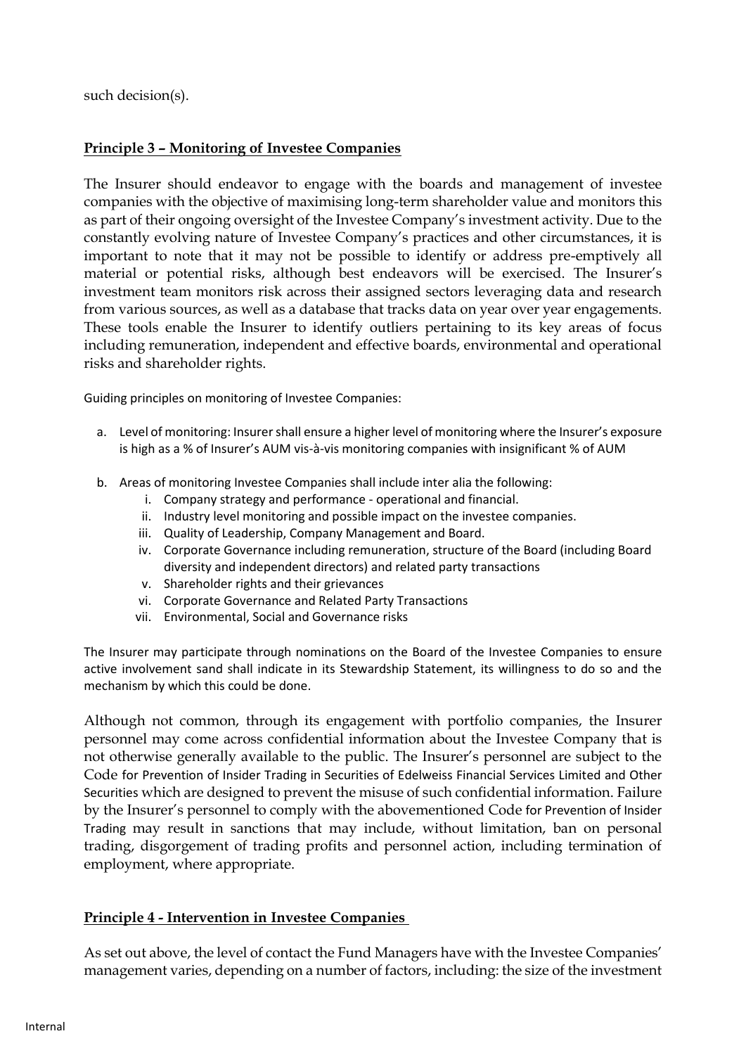such decision(s).

## Principle 3 – Monitoring of Investee Companies

The Insurer should endeavor to engage with the boards and management of investee companies with the objective of maximising long-term shareholder value and monitors this as part of their ongoing oversight of the Investee Company's investment activity. Due to the constantly evolving nature of Investee Company's practices and other circumstances, it is important to note that it may not be possible to identify or address pre-emptively all material or potential risks, although best endeavors will be exercised. The Insurer's investment team monitors risk across their assigned sectors leveraging data and research from various sources, as well as a database that tracks data on year over year engagements. These tools enable the Insurer to identify outliers pertaining to its key areas of focus including remuneration, independent and effective boards, environmental and operational risks and shareholder rights.

Guiding principles on monitoring of Investee Companies:

a. Level of monitoring: Insurer shall ensure a higher level of monitoring where the Insurer's exposure is high as a % of Insurer's AUM vis-à-vis monitoring companies with insignificant % of AUM

b. Areas of monitoring Investee Companies shall include inter alia the following:
   1. Company strategy and performance - operational and financial.
   2. Industry level monitoring and possible impact on the investee companies.
   3. Quality of Leadership, Company Management and Board.
   4. Corporate Governance including remuneration, structure of the Board (including Board diversity and independent directors) and related party transactions
   5. Shareholder rights and their grievances
   6. Corporate Governance and Related Party Transactions
   7. Environmental, Social and Governance risks

The Insurer may participate through nominations on the Board of the Investee Companies to ensure active involvement sand shall indicate in its Stewardship Statement, its willingness to do so and the mechanism by which this could be done.

Although not common, through its engagement with portfolio companies, the Insurer personnel may come across confidential information about the Investee Company that is not otherwise generally available to the public. The Insurer's personnel are subject to the Code for Prevention of Insider Trading in Securities of Edelweiss Financial Services Limited and Other Securities which are designed to prevent the misuse of such confidential information. Failure by the Insurer's personnel to comply with the abovementioned Code for Prevention of Insider Trading may result in sanctions that may include, without limitation, ban on personal trading, disgorgement of trading profits and personnel action, including termination of employment, where appropriate.

## Principle 4 - Intervention in Investee Companies

As set out above, the level of contact the Fund Managers have with the Investee Companies' management varies, depending on a number of factors, including: the size of the investment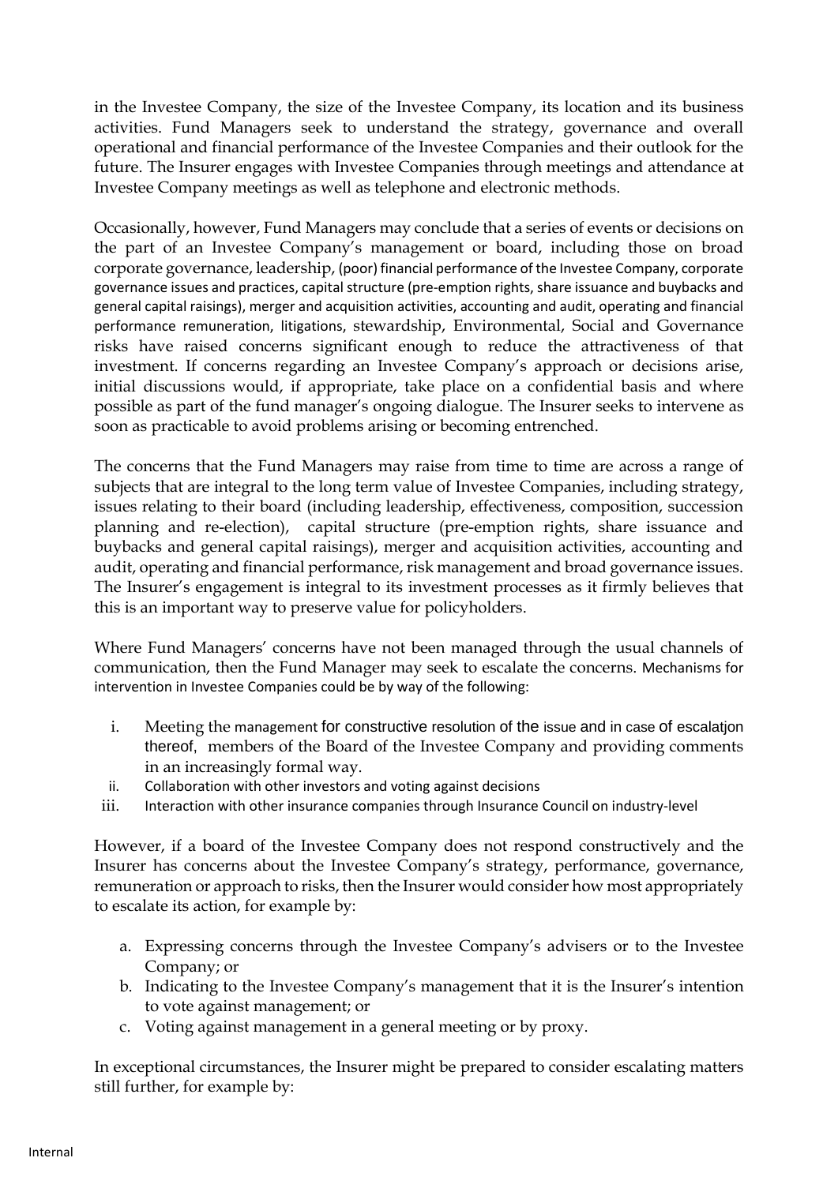in the Investee Company, the size of the Investee Company, its location and its business activities. Fund Managers seek to understand the strategy, governance and overall operational and financial performance of the Investee Companies and their outlook for the future. The Insurer engages with Investee Companies through meetings and attendance at Investee Company meetings as well as telephone and electronic methods.

Occasionally, however, Fund Managers may conclude that a series of events or decisions on the part of an Investee Company's management or board, including those on broad corporate governance, leadership, (poor) financial performance of the Investee Company, corporate governance issues and practices, capital structure (pre-emption rights, share issuance and buybacks and general capital raisings), merger and acquisition activities, accounting and audit, operating and financial performance remuneration, litigations, stewardship, Environmental, Social and Governance risks have raised concerns significant enough to reduce the attractiveness of that investment. If concerns regarding an Investee Company's approach or decisions arise, initial discussions would, if appropriate, take place on a confidential basis and where possible as part of the fund manager's ongoing dialogue. The Insurer seeks to intervene as soon as practicable to avoid problems arising or becoming entrenched.

The concerns that the Fund Managers may raise from time to time are across a range of subjects that are integral to the long term value of Investee Companies, including strategy, issues relating to their board (including leadership, effectiveness, composition, succession planning and re-election), capital structure (pre-emption rights, share issuance and buybacks and general capital raisings), merger and acquisition activities, accounting and audit, operating and financial performance, risk management and broad governance issues. The Insurer's engagement is integral to its investment processes as it firmly believes that this is an important way to preserve value for policyholders.

Where Fund Managers' concerns have not been managed through the usual channels of communication, then the Fund Manager may seek to escalate the concerns. Mechanisms for intervention in Investee Companies could be by way of the following:

i. Meeting the management for constructive resolution of the issue and in case of escalatjon thereof, members of the Board of the Investee Company and providing comments in an increasingly formal way.
ii. Collaboration with other investors and voting against decisions
iii. Interaction with other insurance companies through Insurance Council on industry-level

However, if a board of the Investee Company does not respond constructively and the Insurer has concerns about the Investee Company's strategy, performance, governance, remuneration or approach to risks, then the Insurer would consider how most appropriately to escalate its action, for example by:

a. Expressing concerns through the Investee Company's advisers or to the Investee Company; or
b. Indicating to the Investee Company's management that it is the Insurer's intention to vote against management; or
c. Voting against management in a general meeting or by proxy.

In exceptional circumstances, the Insurer might be prepared to consider escalating matters still further, for example by: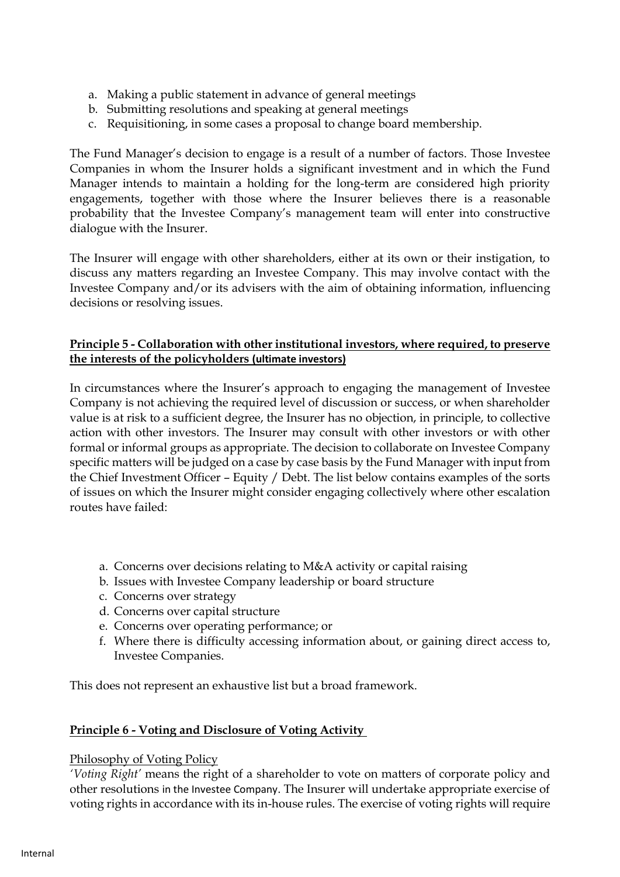a. Making a public statement in advance of general meetings
b. Submitting resolutions and speaking at general meetings
c. Requisitioning, in some cases a proposal to change board membership.

The Fund Manager's decision to engage is a result of a number of factors. Those Investee Companies in whom the Insurer holds a significant investment and in which the Fund Manager intends to maintain a holding for the long-term are considered high priority engagements, together with those where the Insurer believes there is a reasonable probability that the Investee Company's management team will enter into constructive dialogue with the Insurer.

The Insurer will engage with other shareholders, either at its own or their instigation, to discuss any matters regarding an Investee Company. This may involve contact with the Investee Company and/or its advisers with the aim of obtaining information, influencing decisions or resolving issues.

## Principle 5 - Collaboration with other institutional investors, where required, to preserve the interests of the policyholders (ultimate investors)

In circumstances where the Insurer's approach to engaging the management of Investee Company is not achieving the required level of discussion or success, or when shareholder value is at risk to a sufficient degree, the Insurer has no objection, in principle, to collective action with other investors. The Insurer may consult with other investors or with other formal or informal groups as appropriate. The decision to collaborate on Investee Company specific matters will be judged on a case by case basis by the Fund Manager with input from the Chief Investment Officer – Equity / Debt. The list below contains examples of the sorts of issues on which the Insurer might consider engaging collectively where other escalation routes have failed:

a. Concerns over decisions relating to M&A activity or capital raising
b. Issues with Investee Company leadership or board structure
c. Concerns over strategy
d. Concerns over capital structure
e. Concerns over operating performance; or
f. Where there is difficulty accessing information about, or gaining direct access to, Investee Companies.

This does not represent an exhaustive list but a broad framework.

## Principle 6 - Voting and Disclosure of Voting Activity

Philosophy of Voting Policy

*'Voting Right'* means the right of a shareholder to vote on matters of corporate policy and other resolutions in the Investee Company. The Insurer will undertake appropriate exercise of voting rights in accordance with its in-house rules. The exercise of voting rights will require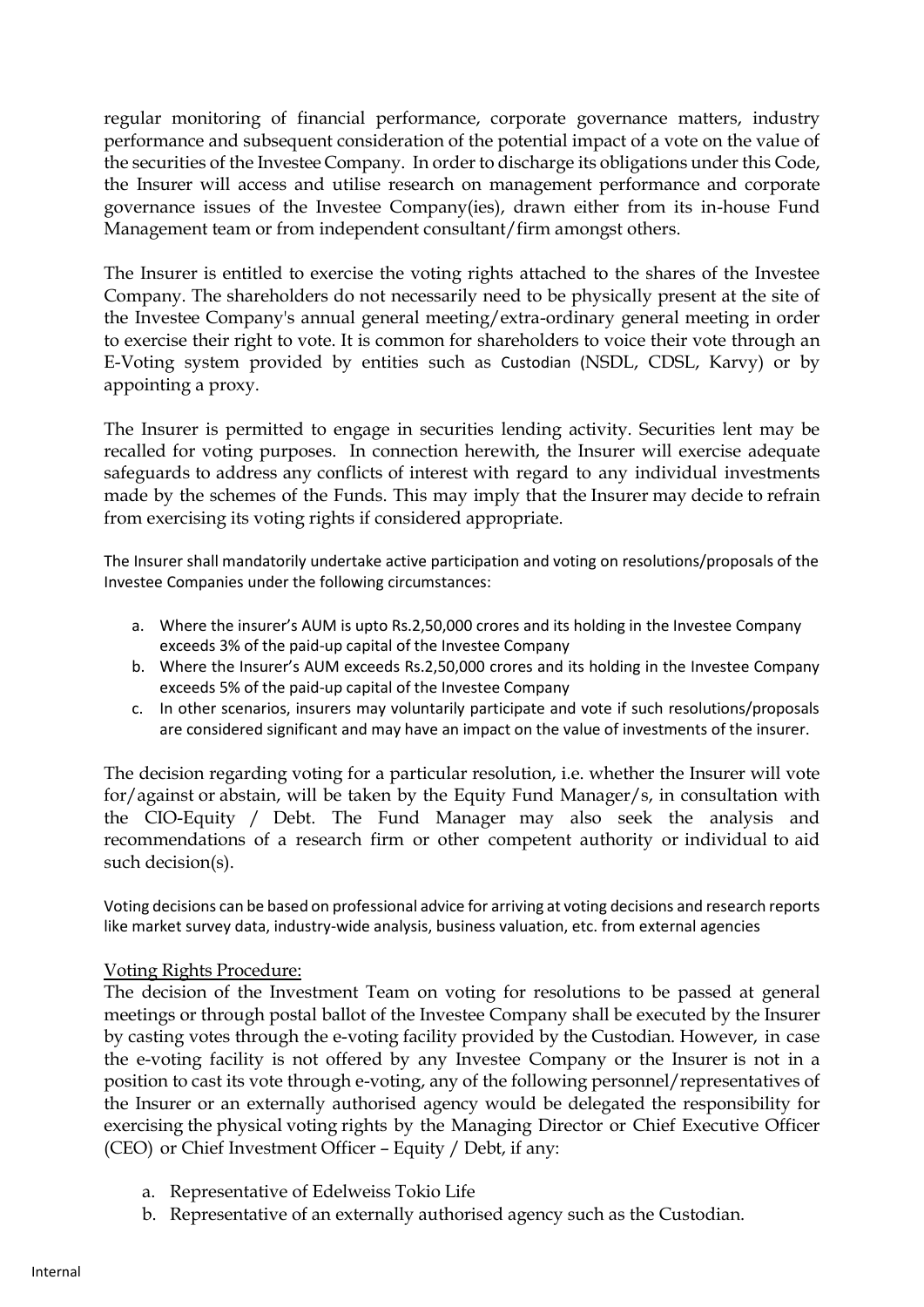regular monitoring of financial performance, corporate governance matters, industry performance and subsequent consideration of the potential impact of a vote on the value of the securities of the Investee Company. In order to discharge its obligations under this Code, the Insurer will access and utilise research on management performance and corporate governance issues of the Investee Company(ies), drawn either from its in-house Fund Management team or from independent consultant/firm amongst others.

The Insurer is entitled to exercise the voting rights attached to the shares of the Investee Company. The shareholders do not necessarily need to be physically present at the site of the Investee Company's annual general meeting/extra-ordinary general meeting in order to exercise their right to vote. It is common for shareholders to voice their vote through an E-Voting system provided by entities such as Custodian (NSDL, CDSL, Karvy) or by appointing a proxy.

The Insurer is permitted to engage in securities lending activity. Securities lent may be recalled for voting purposes. In connection herewith, the Insurer will exercise adequate safeguards to address any conflicts of interest with regard to any individual investments made by the schemes of the Funds. This may imply that the Insurer may decide to refrain from exercising its voting rights if considered appropriate.

The Insurer shall mandatorily undertake active participation and voting on resolutions/proposals of the Investee Companies under the following circumstances:

a. Where the insurer's AUM is upto Rs.2,50,000 crores and its holding in the Investee Company exceeds 3% of the paid-up capital of the Investee Company
b. Where the Insurer's AUM exceeds Rs.2,50,000 crores and its holding in the Investee Company exceeds 5% of the paid-up capital of the Investee Company
c. In other scenarios, insurers may voluntarily participate and vote if such resolutions/proposals are considered significant and may have an impact on the value of investments of the insurer.

The decision regarding voting for a particular resolution, i.e. whether the Insurer will vote for/against or abstain, will be taken by the Equity Fund Manager/s, in consultation with the CIO-Equity / Debt. The Fund Manager may also seek the analysis and recommendations of a research firm or other competent authority or individual to aid such decision(s).

Voting decisions can be based on professional advice for arriving at voting decisions and research reports like market survey data, industry-wide analysis, business valuation, etc. from external agencies

<u>Voting Rights Procedure:</u>

The decision of the Investment Team on voting for resolutions to be passed at general meetings or through postal ballot of the Investee Company shall be executed by the Insurer by casting votes through the e-voting facility provided by the Custodian. However, in case the e-voting facility is not offered by any Investee Company or the Insurer is not in a position to cast its vote through e-voting, any of the following personnel/representatives of the Insurer or an externally authorised agency would be delegated the responsibility for exercising the physical voting rights by the Managing Director or Chief Executive Officer (CEO) or Chief Investment Officer – Equity / Debt, if any:

a. Representative of Edelweiss Tokio Life
b. Representative of an externally authorised agency such as the Custodian.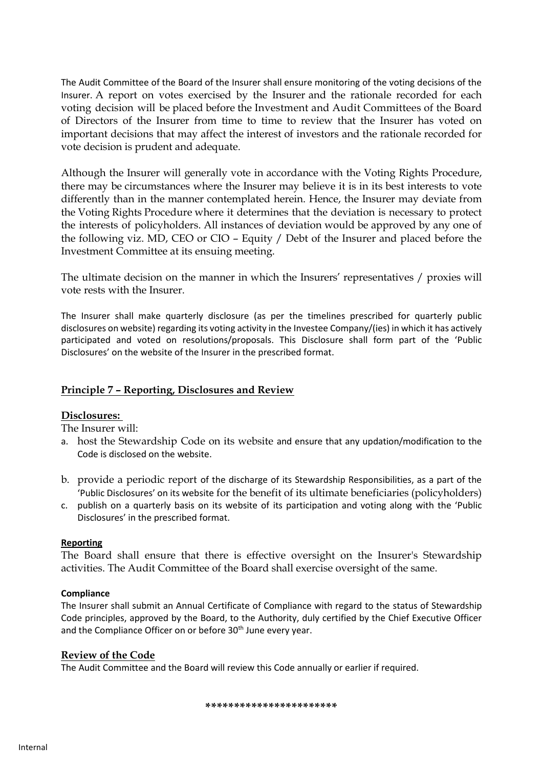The Audit Committee of the Board of the Insurer shall ensure monitoring of the voting decisions of the Insurer. A report on votes exercised by the Insurer and the rationale recorded for each voting decision will be placed before the Investment and Audit Committees of the Board of Directors of the Insurer from time to time to review that the Insurer has voted on important decisions that may affect the interest of investors and the rationale recorded for vote decision is prudent and adequate.

Although the Insurer will generally vote in accordance with the Voting Rights Procedure, there may be circumstances where the Insurer may believe it is in its best interests to vote differently than in the manner contemplated herein. Hence, the Insurer may deviate from the Voting Rights Procedure where it determines that the deviation is necessary to protect the interests of policyholders. All instances of deviation would be approved by any one of the following viz. MD, CEO or CIO – Equity / Debt of the Insurer and placed before the Investment Committee at its ensuing meeting.

The ultimate decision on the manner in which the Insurers' representatives / proxies will vote rests with the Insurer.

The Insurer shall make quarterly disclosure (as per the timelines prescribed for quarterly public disclosures on website) regarding its voting activity in the Investee Company/(ies) in which it has actively participated and voted on resolutions/proposals. This Disclosure shall form part of the 'Public Disclosures' on the website of the Insurer in the prescribed format.

## Principle 7 – Reporting, Disclosures and Review

### Disclosures:

The Insurer will:

a. host the Stewardship Code on its website and ensure that any updation/modification to the Code is disclosed on the website.

b. provide a periodic report of the discharge of its Stewardship Responsibilities, as a part of the 'Public Disclosures' on its website for the benefit of its ultimate beneficiaries (policyholders)

c. publish on a quarterly basis on its website of its participation and voting along with the 'Public Disclosures' in the prescribed format.

### Reporting

The Board shall ensure that there is effective oversight on the Insurer's Stewardship activities. The Audit Committee of the Board shall exercise oversight of the same.

### Compliance

The Insurer shall submit an Annual Certificate of Compliance with regard to the status of Stewardship Code principles, approved by the Board, to the Authority, duly certified by the Chief Executive Officer and the Compliance Officer on or before 30th June every year.

### Review of the Code

The Audit Committee and the Board will review this Code annually or earlier if required.

**********************